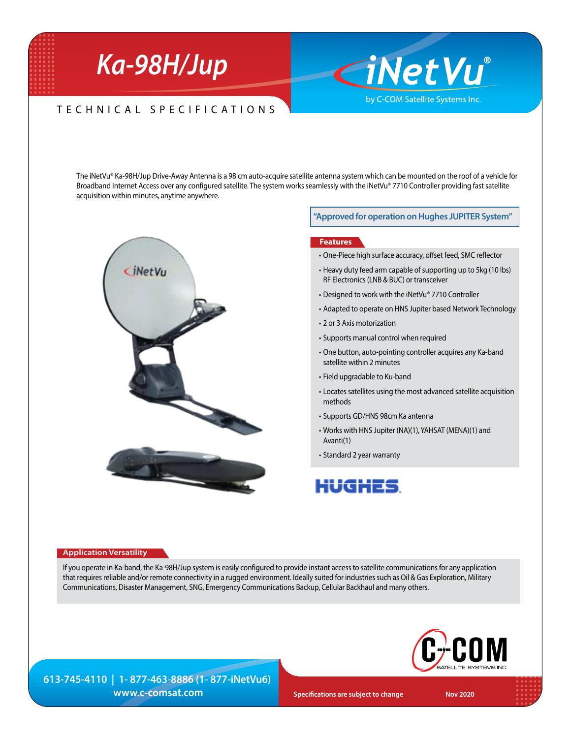# Ka-98H/Jup

iNetVu® by C-COM Satellite Systems Inc.

## TECHNICAL SPECIFICATIONS

The iNetVu® Ka-98H/Jup Drive-Away Antenna is a 98 cm auto-acquire satellite antenna system which can be mounted on the roof of a vehicle for Broadband Internet Access over any configured satellite. The system works seamlessly with the iNetVu® 7710 Controller providing fast satellite acquisition within minutes, anytime anywhere.

**"Approved for operation on Hughes JUPITER System"**

### Features

- One-Piece high surface accuracy, offset feed, SMC reflector
- Heavy duty feed arm capable of supporting up to 5kg (10 lbs) RF Electronics (LNB & BUC) or transceiver
- Designed to work with the iNetVu® 7710 Controller
- Adapted to operate on HNS Jupiter based Network Technology
- 2 or 3 Axis motorization
- Supports manual control when required
- One button, auto-pointing controller acquires any Ka-band satellite within 2 minutes
- Field upgradable to Ku-band
- Locates satellites using the most advanced satellite acquisition methods
- Supports GD/HNS 98cm Ka antenna
- Works with HNS Jupiter (NA)(1), YAHSAT (MENA)(1) and Avanti(1)
- Standard 2 year warranty

HUGHES.

### Application Versatility

If you operate in Ka-band, the Ka-98H/Jup system is easily configured to provide instant access to satellite communications for any application that requires reliable and/or remote connectivity in a rugged environment. Ideally suited for industries such as Oil & Gas Exploration, Military Communications, Disaster Management, SNG, Emergency Communications Backup, Cellular Backhaul and many others.

C-COM SATELLITE SYSTEMS INC.

613-745-4110 | 1- 877-463-8886 (1- 877-iNetVu6)
www.c-comsat.com

Specifications are subject to change

Nov 2020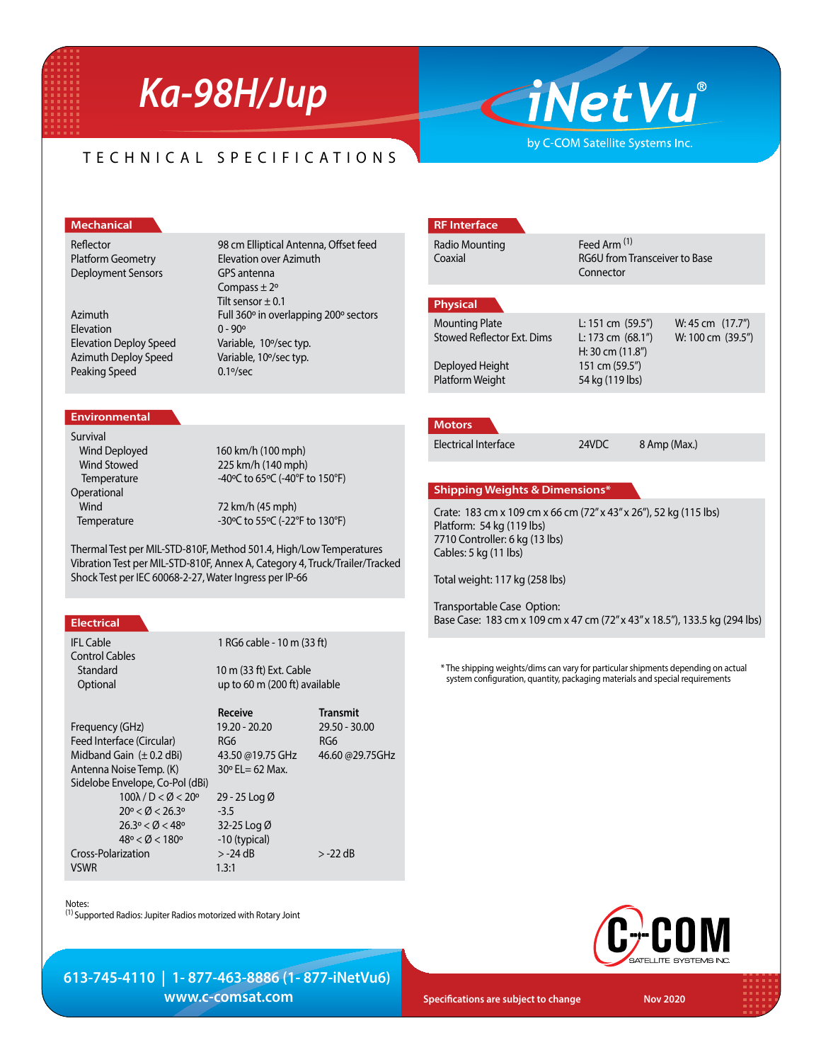# Ka-98H/Jup

iNetVu® by C-COM Satellite Systems Inc.

TECHNICAL SPECIFICATIONS

## Mechanical

| | |
|---|---|
| Reflector | 98 cm Elliptical Antenna, Offset feed |
| Platform Geometry | Elevation over Azimuth |
| Deployment Sensors | GPS antenna |
| | Compass ± 2º |
| | Tilt sensor ± 0.1 |
| Azimuth | Full 360º in overlapping 200º sectors |
| Elevation | 0 - 90º |
| Elevation Deploy Speed | Variable, 10º/sec typ. |
| Azimuth Deploy Speed | Variable, 10º/sec typ. |
| Peaking Speed | 0.1º/sec |

## Environmental

| | |
|---|---|
| Survival | |
| Wind Deployed | 160 km/h (100 mph) |
| Wind Stowed | 225 km/h (140 mph) |
| Temperature | -40ºC to 65ºC (-40°F to 150°F) |
| Operational | |
| Wind | 72 km/h (45 mph) |
| Temperature | -30ºC to 55ºC (-22°F to 130°F) |

Thermal Test per MIL-STD-810F, Method 501.4, High/Low Temperatures
Vibration Test per MIL-STD-810F, Annex A, Category 4, Truck/Trailer/Tracked
Shock Test per IEC 60068-2-27, Water Ingress per IP-66

## Electrical

| | |
|---|---|
| IFL Cable | 1 RG6 cable - 10 m (33 ft) |
| Control Cables | |
| Standard | 10 m (33 ft) Ext. Cable |
| Optional | up to 60 m (200 ft) available |

| | Receive | Transmit |
|---|---|---|
| Frequency (GHz) | 19.20 - 20.20 | 29.50 - 30.00 |
| Feed Interface (Circular) | RG6 | RG6 |
| Midband Gain (± 0.2 dBi) | 43.50 @19.75 GHz | 46.60 @29.75GHz |
| Antenna Noise Temp. (K) | 30º EL= 62 Max. | |
| Sidelobe Envelope, Co-Pol (dBi) | | |
| 100λ / D < Ø < 20º | 29 - 25 Log Ø | |
| 20º < Ø < 26.3º | -3.5 | |
| 26.3º < Ø < 48º | 32-25 Log Ø | |
| 48º < Ø < 180º | -10 (typical) | |
| Cross-Polarization | > -24 dB | > -22 dB |
| VSWR | 1.3:1 | |

## RF Interface

| | |
|---|---|
| Radio Mounting | Feed Arm [1] |
| Coaxial | RG6U from Transceiver to Base Connector |

## Physical

| | | |
|---|---|---|
| Mounting Plate | L: 151 cm (59.5") | W: 45 cm (17.7") |
| Stowed Reflector Ext. Dims | L: 173 cm (68.1") | W: 100 cm (39.5") |
| | H: 30 cm (11.8") | |
| Deployed Height | 151 cm (59.5") | |
| Platform Weight | 54 kg (119 lbs) | |

## Motors

| | | |
|---|---|---|
| Electrical Interface | 24VDC | 8 Amp (Max.) |

## Shipping Weights & Dimensions*

Crate: 183 cm x 109 cm x 66 cm (72" x 43" x 26"), 52 kg (115 lbs)
Platform: 54 kg (119 lbs)
7710 Controller: 6 kg (13 lbs)
Cables: 5 kg (11 lbs)

Total weight: 117 kg (258 lbs)

Transportable Case Option:
Base Case: 183 cm x 109 cm x 47 cm (72" x 43" x 18.5"), 133.5 kg (294 lbs)

\* The shipping weights/dims can vary for particular shipments depending on actual system configuration, quantity, packaging materials and special requirements

Notes:
[1] Supported Radios: Jupiter Radios motorized with Rotary Joint

C-COM SATELLITE SYSTEMS INC.

613-745-4110 | 1- 877-463-8886 (1- 877-iNetVu6)
www.c-comsat.com

Specifications are subject to change

Nov 2020